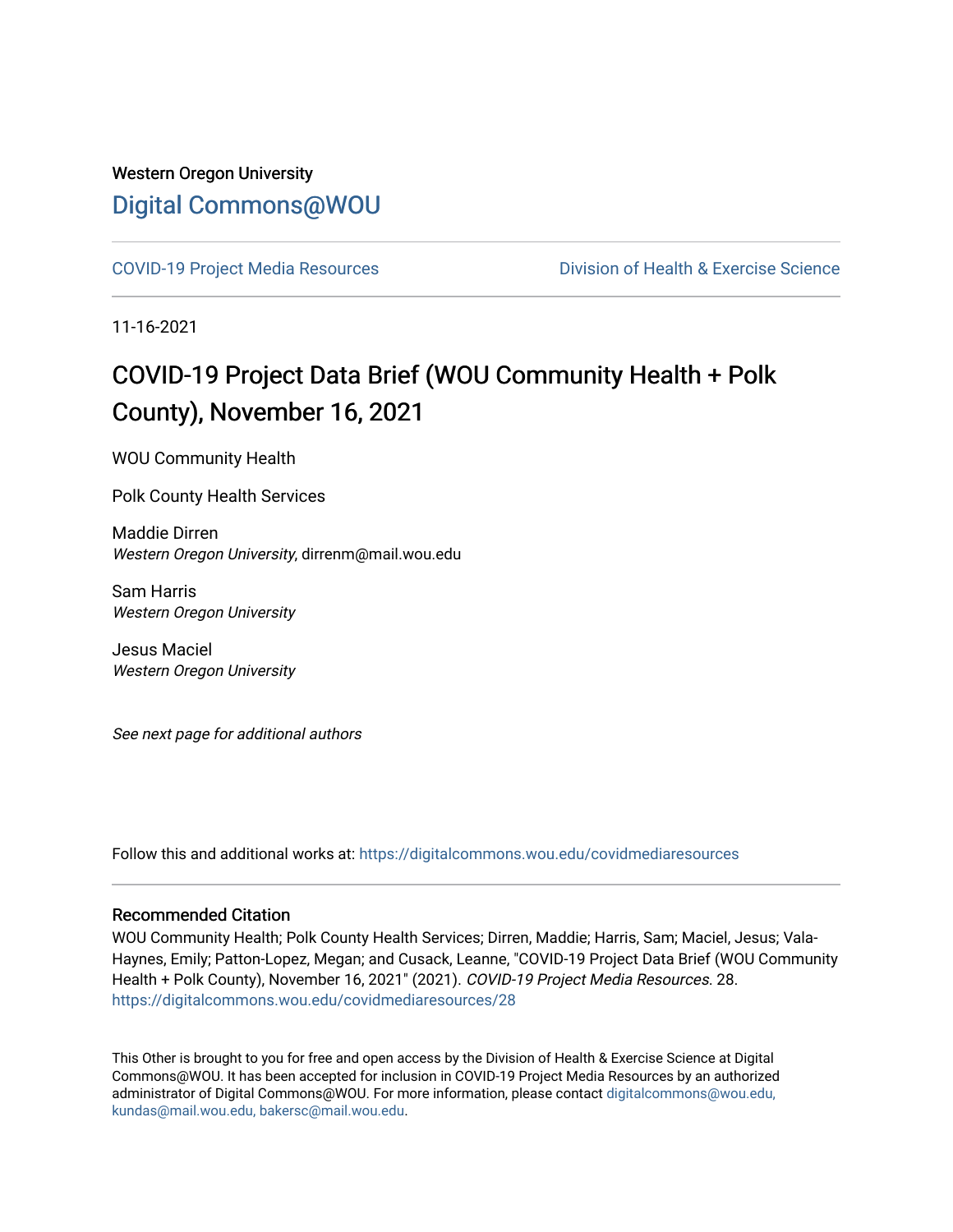Western Oregon University

# Digital Commons@WOU

COVID-19 Project Media Resources | Division of Health & Exercise Science

11-16-2021

## COVID-19 Project Data Brief (WOU Community Health + Polk County), November 16, 2021

WOU Community Health

Polk County Health Services

Maddie Dirren
*Western Oregon University*, dirrenm@mail.wou.edu

Sam Harris
*Western Oregon University*

Jesus Maciel
*Western Oregon University*

*See next page for additional authors*

Follow this and additional works at: https://digitalcommons.wou.edu/covidmediaresources

### Recommended Citation

WOU Community Health; Polk County Health Services; Dirren, Maddie; Harris, Sam; Maciel, Jesus; Vala-Haynes, Emily; Patton-Lopez, Megan; and Cusack, Leanne, "COVID-19 Project Data Brief (WOU Community Health + Polk County), November 16, 2021" (2021). *COVID-19 Project Media Resources*. 28.
https://digitalcommons.wou.edu/covidmediaresources/28

This Other is brought to you for free and open access by the Division of Health & Exercise Science at Digital Commons@WOU. It has been accepted for inclusion in COVID-19 Project Media Resources by an authorized administrator of Digital Commons@WOU. For more information, please contact digitalcommons@wou.edu, kundas@mail.wou.edu, bakersc@mail.wou.edu.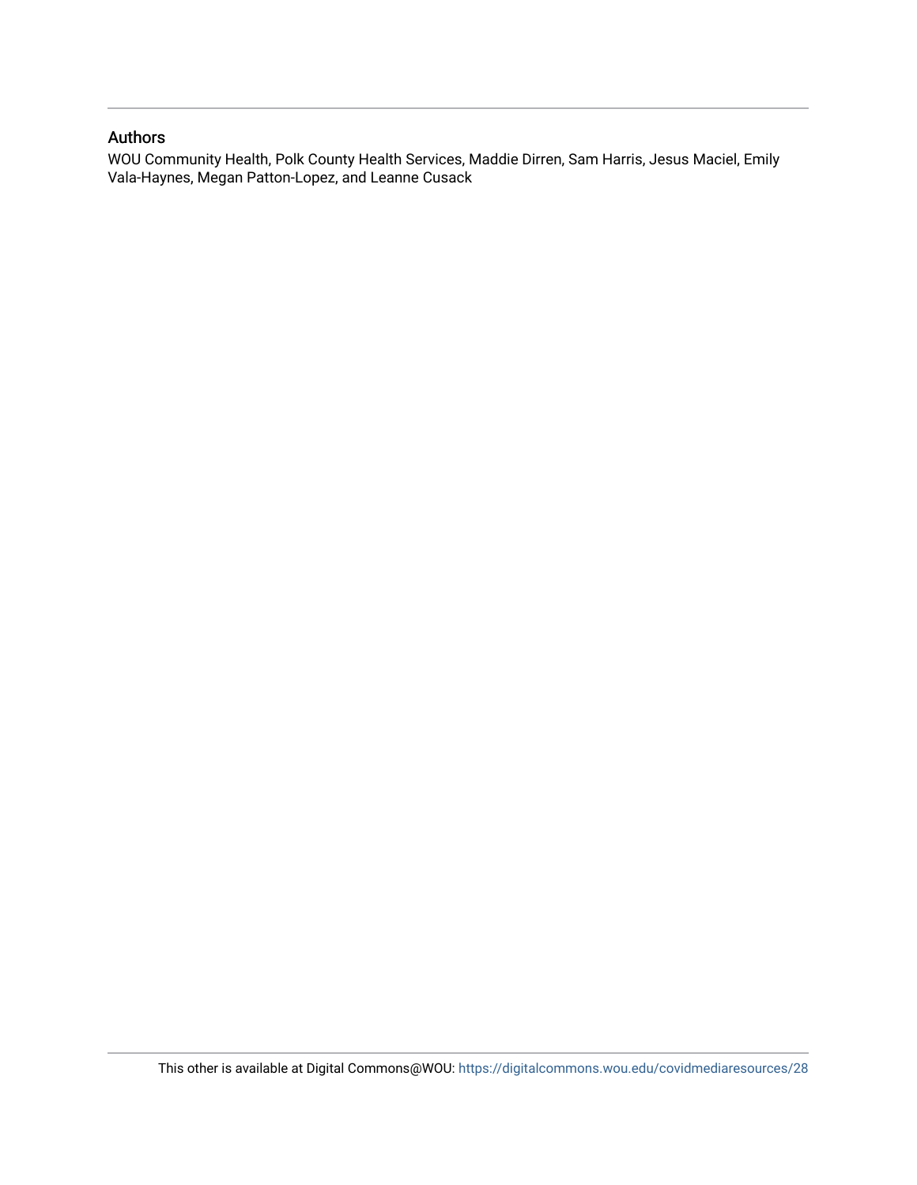## Authors

WOU Community Health, Polk County Health Services, Maddie Dirren, Sam Harris, Jesus Maciel, Emily Vala-Haynes, Megan Patton-Lopez, and Leanne Cusack

This other is available at Digital Commons@WOU: https://digitalcommons.wou.edu/covidmediaresources/28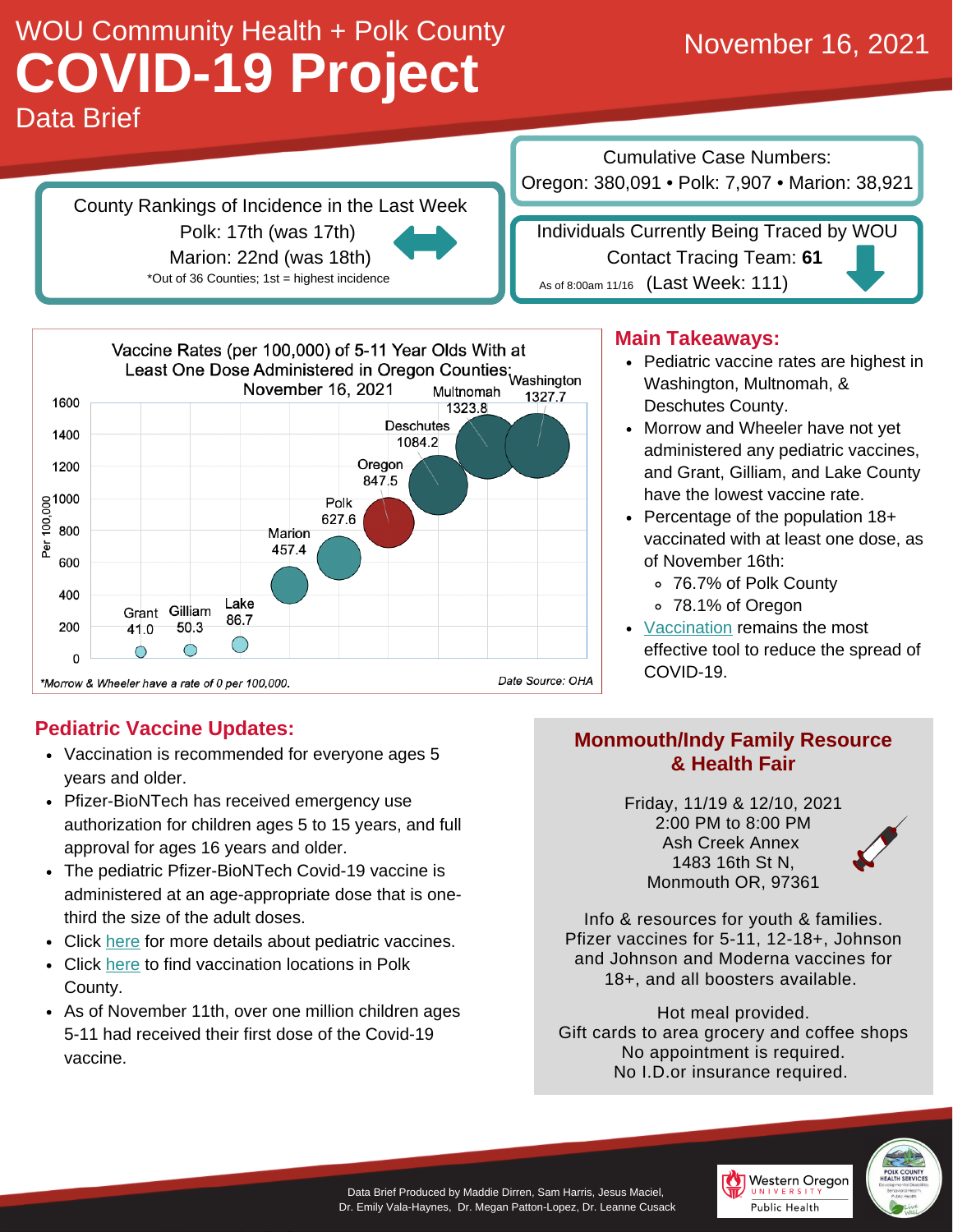WOU Community Health + Polk County

# COVID-19 Project

Data Brief

November 16, 2021

**County Rankings of Incidence in the Last Week**

Polk: 17th (was 17th)

Marion: 22nd (was 18th)

*Out of 36 Counties; 1st = highest incidence

**Cumulative Case Numbers:**

Oregon: 380,091 • Polk: 7,907 • Marion: 38,921

**Individuals Currently Being Traced by WOU Contact Tracing Team: 61**

As of 8:00am 11/16 (Last Week: 111)

**Vaccine Rates (per 100,000) of 5-11 Year Olds With at Least One Dose Administered in Oregon Counties; November 16, 2021**

| County | Per 100,000 |
|---|---|
| Grant | 41.0 |
| Gilliam | 50.3 |
| Lake | 86.7 |
| Marion | 457.4 |
| Polk | 627.6 |
| Oregon | 847.5 |
| Deschutes | 1084.2 |
| Multnomah | 1323.8 |
| Washington | 1327.7 |

*Morrow & Wheeler have a rate of 0 per 100,000.

Date Source: OHA

## Main Takeaways:

- Pediatric vaccine rates are highest in Washington, Multnomah, & Deschutes County.
- Morrow and Wheeler have not yet administered any pediatric vaccines, and Grant, Gilliam, and Lake County have the lowest vaccine rate.
- Percentage of the population 18+ vaccinated with at least one dose, as of November 16th:
  - 76.7% of Polk County
  - 78.1% of Oregon
- Vaccination remains the most effective tool to reduce the spread of COVID-19.

## Pediatric Vaccine Updates:

- Vaccination is recommended for everyone ages 5 years and older.
- Pfizer-BioNTech has received emergency use authorization for children ages 5 to 15 years, and full approval for ages 16 years and older.
- The pediatric Pfizer-BioNTech Covid-19 vaccine is administered at an age-appropriate dose that is one-third the size of the adult doses.
- Click here for more details about pediatric vaccines.
- Click here to find vaccination locations in Polk County.
- As of November 11th, over one million children ages 5-11 had received their first dose of the Covid-19 vaccine.

## Monmouth/Indy Family Resource & Health Fair

Friday, 11/19 & 12/10, 2021
2:00 PM to 8:00 PM
Ash Creek Annex
1483 16th St N,
Monmouth OR, 97361

Info & resources for youth & families. Pfizer vaccines for 5-11, 12-18+, Johnson and Johnson and Moderna vaccines for 18+, and all boosters available.

Hot meal provided.
Gift cards to area grocery and coffee shops
No appointment is required.
No I.D.or insurance required.

Data Brief Produced by Maddie Dirren, Sam Harris, Jesus Maciel, Dr. Emily Vala-Haynes, Dr. Megan Patton-Lopez, Dr. Leanne Cusack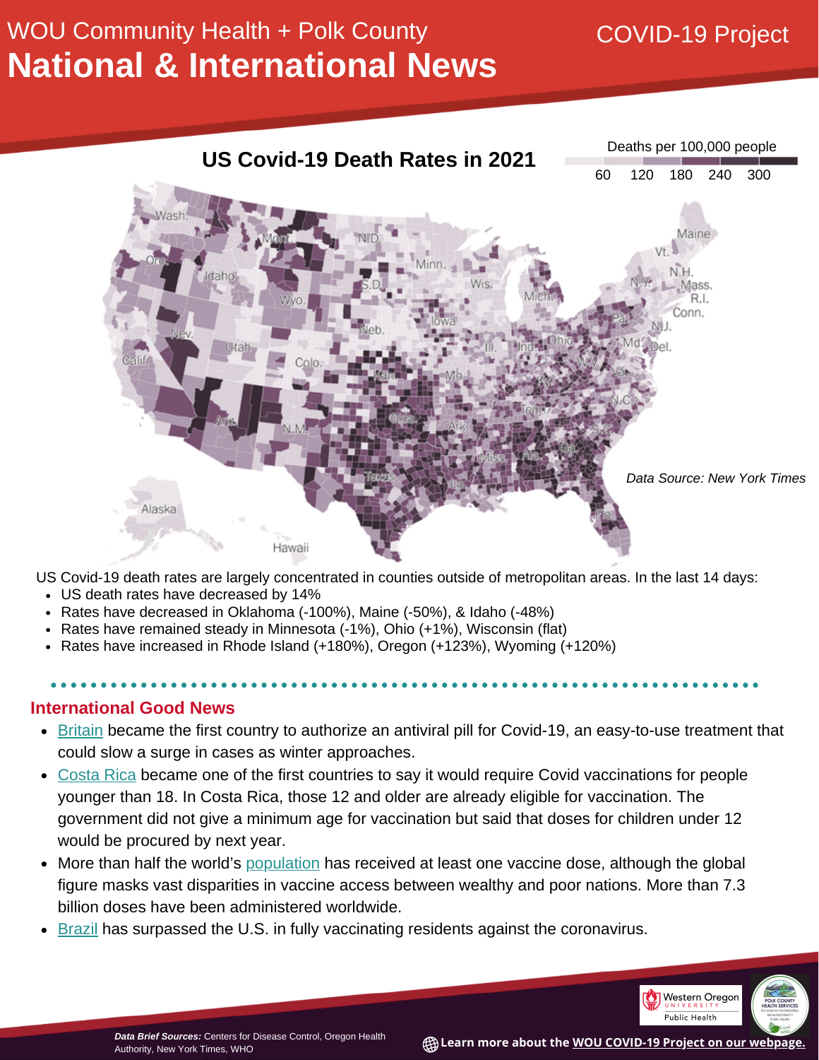# WOU Community Health + Polk County

COVID-19 Project

# National & International News

## US Covid-19 Death Rates in 2021

Deaths per 100,000 people

60 120 180 240 300

Wash. Ore. Idaho Mont. N.D. Minn. Wis. Mich. Wyo. S.D. Neb. Iowa Ill. Ind. Ohio Pa. N.Y. Vt. N.H. Maine Mass. R.I. Conn. N.J. Del. Md. Nev. Calif. Utah Colo. Kan. Mo. Ky. W.V. Va. N.C. Tenn. Ariz. N.M. Okla. Ark. S.C. Ga. Ala. Miss. La. Texas Fla. Alaska Hawaii

*Data Source: New York Times*

US Covid-19 death rates are largely concentrated in counties outside of metropolitan areas. In the last 14 days:

- US death rates have decreased by 14%
- Rates have decreased in Oklahoma (-100%), Maine (-50%), & Idaho (-48%)
- Rates have remained steady in Minnesota (-1%), Ohio (+1%), Wisconsin (flat)
- Rates have increased in Rhode Island (+180%), Oregon (+123%), Wyoming (+120%)

## International Good News

- Britain became the first country to authorize an antiviral pill for Covid-19, an easy-to-use treatment that could slow a surge in cases as winter approaches.
- Costa Rica became one of the first countries to say it would require Covid vaccinations for people younger than 18. In Costa Rica, those 12 and older are already eligible for vaccination. The government did not give a minimum age for vaccination but said that doses for children under 12 would be procured by next year.
- More than half the world's population has received at least one vaccine dose, although the global figure masks vast disparities in vaccine access between wealthy and poor nations. More than 7.3 billion doses have been administered worldwide.
- Brazil has surpassed the U.S. in fully vaccinating residents against the coronavirus.

***Data Brief Sources:*** Centers for Disease Control, Oregon Health Authority, New York Times, WHO

**Learn more about the WOU COVID-19 Project on our webpage.**